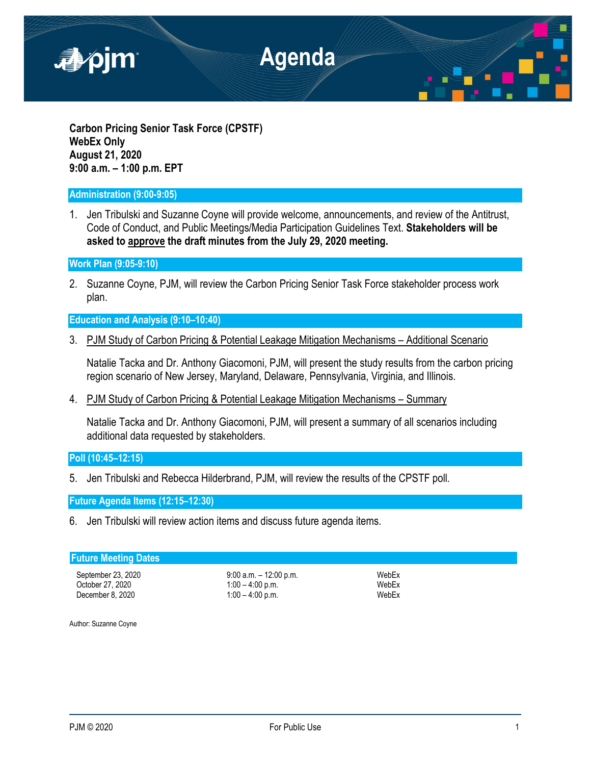# Agenda

**Carbon Pricing Senior Task Force (CPSTF)**
**WebEx Only**
**August 21, 2020**
**9:00 a.m. – 1:00 p.m. EPT**

## Administration (9:00-9:05)

1. Jen Tribulski and Suzanne Coyne will provide welcome, announcements, and review of the Antitrust, Code of Conduct, and Public Meetings/Media Participation Guidelines Text. **Stakeholders will be asked to approve the draft minutes from the July 29, 2020 meeting.**

## Work Plan (9:05-9:10)

2. Suzanne Coyne, PJM, will review the Carbon Pricing Senior Task Force stakeholder process work plan.

## Education and Analysis (9:10–10:40)

3. PJM Study of Carbon Pricing & Potential Leakage Mitigation Mechanisms – Additional Scenario

   Natalie Tacka and Dr. Anthony Giacomoni, PJM, will present the study results from the carbon pricing region scenario of New Jersey, Maryland, Delaware, Pennsylvania, Virginia, and Illinois.

4. PJM Study of Carbon Pricing & Potential Leakage Mitigation Mechanisms – Summary

   Natalie Tacka and Dr. Anthony Giacomoni, PJM, will present a summary of all scenarios including additional data requested by stakeholders.

## Poll (10:45–12:15)

5. Jen Tribulski and Rebecca Hilderbrand, PJM, will review the results of the CPSTF poll.

## Future Agenda Items (12:15–12:30)

6. Jen Tribulski will review action items and discuss future agenda items.

## Future Meeting Dates

| | | |
|---|---|---|
| September 23, 2020 | 9:00 a.m. – 12:00 p.m. | WebEx |
| October 27, 2020 | 1:00 – 4:00 p.m. | WebEx |
| December 8, 2020 | 1:00 – 4:00 p.m. | WebEx |

Author: Suzanne Coyne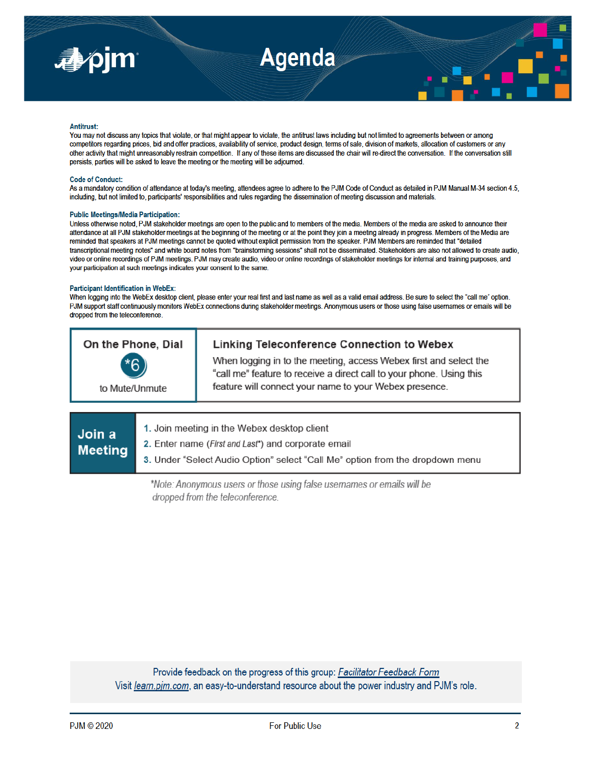# Agenda

**Antitrust:**
You may not discuss any topics that violate, or that might appear to violate, the antitrust laws including but not limited to agreements between or among competitors regarding prices, bid and offer practices, availability of service, product design, terms of sale, division of markets, allocation of customers or any other activity that might unreasonably restrain competition. If any of these items are discussed the chair will re-direct the conversation. If the conversation still persists, parties will be asked to leave the meeting or the meeting will be adjourned.

**Code of Conduct:**
As a mandatory condition of attendance at today's meeting, attendees agree to adhere to the PJM Code of Conduct as detailed in PJM Manual M-34 section 4.5, including, but not limited to, participants' responsibilities and rules regarding the dissemination of meeting discussion and materials.

**Public Meetings/Media Participation:**
Unless otherwise noted, PJM stakeholder meetings are open to the public and to members of the media. Members of the media are asked to announce their attendance at all PJM stakeholder meetings at the beginning of the meeting or at the point they join a meeting already in progress. Members of the Media are reminded that speakers at PJM meetings cannot be quoted without explicit permission from the speaker. PJM Members are reminded that "detailed transcriptional meeting notes" and white board notes from "brainstorming sessions" shall not be disseminated. Stakeholders are also not allowed to create audio, video or online recordings of PJM meetings. PJM may create audio, video or online recordings of stakeholder meetings for internal and training purposes, and your participation at such meetings indicates your consent to the same.

**Participant Identification in WebEx:**
When logging into the WebEx desktop client, please enter your real first and last name as well as a valid email address. Be sure to select the "call me" option. PJM support staff continuously monitors WebEx connections during stakeholder meetings. Anonymous users or those using false usernames or emails will be dropped from the teleconference.

**On the Phone, Dial *6 to Mute/Unmute**

**Linking Teleconference Connection to Webex**
When logging in to the meeting, access Webex first and select the "call me" feature to receive a direct call to your phone. Using this feature will connect your name to your Webex presence.

**Join a Meeting**

1. Join meeting in the Webex desktop client
2. Enter name (*First and Last**) and corporate email
3. Under "Select Audio Option" select "Call Me" option from the dropdown menu

*\*Note: Anonymous users or those using false usernames or emails will be dropped from the teleconference.*

Provide feedback on the progress of this group: *Facilitator Feedback Form*
Visit *learn.pjm.com*, an easy-to-understand resource about the power industry and PJM's role.

PJM © 2020 — For Public Use